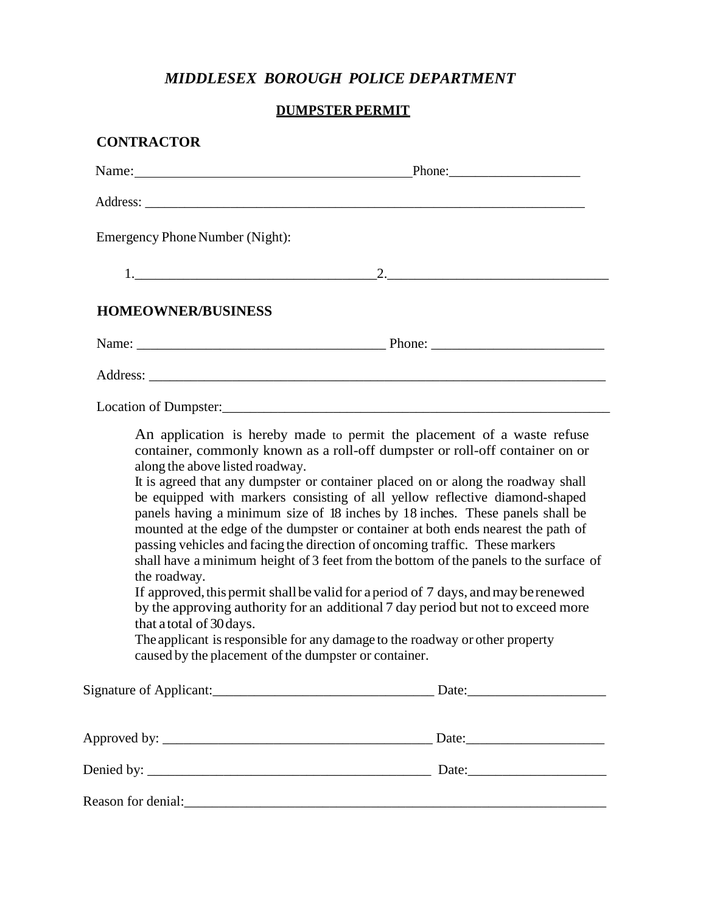# *MIDDLESEX BOROUGH POLICE DEPARTMENT*

## DUMPSTER PERMIT

### CONTRACTOR

Name:_______________________________________Phone:___________________

Address: _________________________________________________________________

Emergency Phone Number (Night):

1.__________________________________2.________________________________

### HOMEOWNER/BUSINESS

Name: ___________________________________ Phone: _________________________

Address: __________________________________________________________________

Location of Dumpster:_______________________________________________________

An application is hereby made to permit the placement of a waste refuse container, commonly known as a roll-off dumpster or roll-off container on or along the above listed roadway.

It is agreed that any dumpster or container placed on or along the roadway shall be equipped with markers consisting of all yellow reflective diamond-shaped panels having a minimum size of 18 inches by 18 inches. These panels shall be mounted at the edge of the dumpster or container at both ends nearest the path of passing vehicles and facing the direction of oncoming traffic. These markers shall have a minimum height of 3 feet from the bottom of the panels to the surface of the roadway.

If approved, this permit shall be valid for a period of 7 days, and may be renewed by the approving authority for an additional 7 day period but not to exceed more that a total of 30 days.

The applicant is responsible for any damage to the roadway or other property caused by the placement of the dumpster or container.

Signature of Applicant:________________________________ Date:____________________

Approved by: _______________________________________ Date:____________________

Denied by: _________________________________________ Date:____________________

Reason for denial:_________________________________________________________________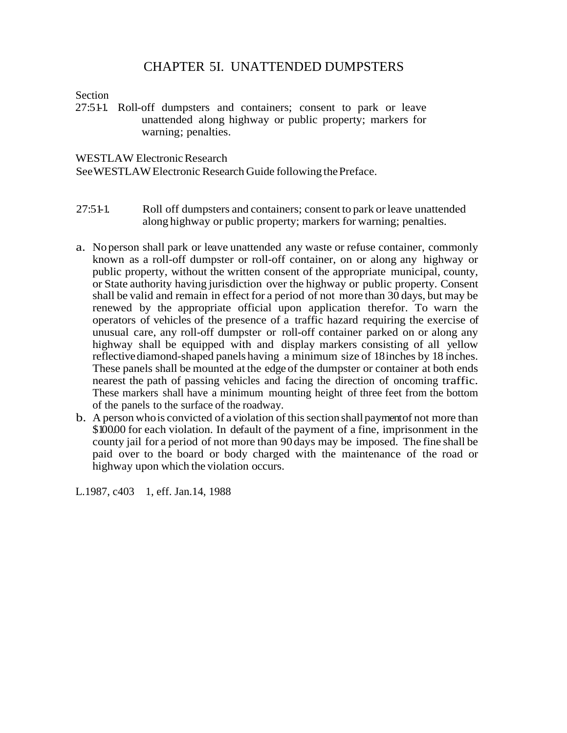# CHAPTER 5I. UNATTENDED DUMPSTERS

Section

27:51-1. Roll-off dumpsters and containers; consent to park or leave unattended along highway or public property; markers for warning; penalties.

WESTLAW Electronic Research

See WESTLAW Electronic Research Guide following the Preface.

## 27:51-1. Roll off dumpsters and containers; consent to park or leave unattended along highway or public property; markers for warning; penalties.

a. No person shall park or leave unattended any waste or refuse container, commonly known as a roll-off dumpster or roll-off container, on or along any highway or public property, without the written consent of the appropriate municipal, county, or State authority having jurisdiction over the highway or public property. Consent shall be valid and remain in effect for a period of not more than 30 days, but may be renewed by the appropriate official upon application therefor. To warn the operators of vehicles of the presence of a traffic hazard requiring the exercise of unusual care, any roll-off dumpster or roll-off container parked on or along any highway shall be equipped with and display markers consisting of all yellow reflective diamond-shaped panels having a minimum size of 18 inches by 18 inches. These panels shall be mounted at the edge of the dumpster or container at both ends nearest the path of passing vehicles and facing the direction of oncoming traffic. These markers shall have a minimum mounting height of three feet from the bottom of the panels to the surface of the roadway.

b. A person who is convicted of a violation of this section shall payment of not more than $100.00 for each violation. In default of the payment of a fine, imprisonment in the county jail for a period of not more than 90 days may be imposed. The fine shall be paid over to the board or body charged with the maintenance of the road or highway upon which the violation occurs.

L.1987, c403 1, eff. Jan.14, 1988